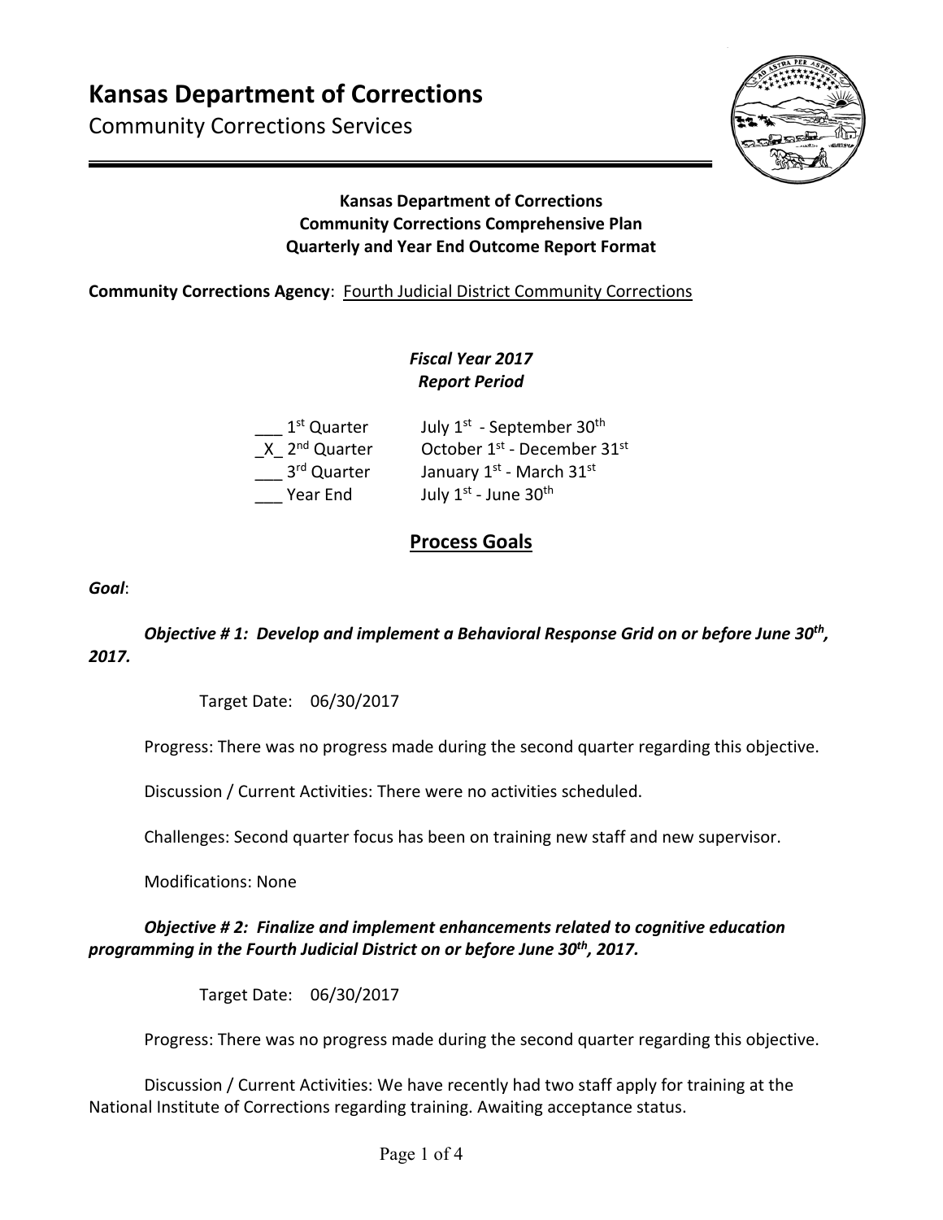# Kansas Department of Corrections

Community Corrections Services

**Kansas Department of Corrections**
**Community Corrections Comprehensive Plan**
**Quarterly and Year End Outcome Report Format**

**Community Corrections Agency**: Fourth Judicial District Community Corrections

***Fiscal Year 2017***
***Report Period***

___ 1st Quarter  July 1st - September 30th
_X_ 2nd Quarter  October 1st - December 31st
___ 3rd Quarter  January 1st - March 31st
___ Year End  July 1st - June 30th

## Process Goals

***Goal***:

***Objective # 1: Develop and implement a Behavioral Response Grid on or before June 30th, 2017.***

Target Date: 06/30/2017

Progress: There was no progress made during the second quarter regarding this objective.

Discussion / Current Activities: There were no activities scheduled.

Challenges: Second quarter focus has been on training new staff and new supervisor.

Modifications: None

***Objective # 2: Finalize and implement enhancements related to cognitive education programming in the Fourth Judicial District on or before June 30th, 2017.***

Target Date: 06/30/2017

Progress: There was no progress made during the second quarter regarding this objective.

Discussion / Current Activities: We have recently had two staff apply for training at the National Institute of Corrections regarding training. Awaiting acceptance status.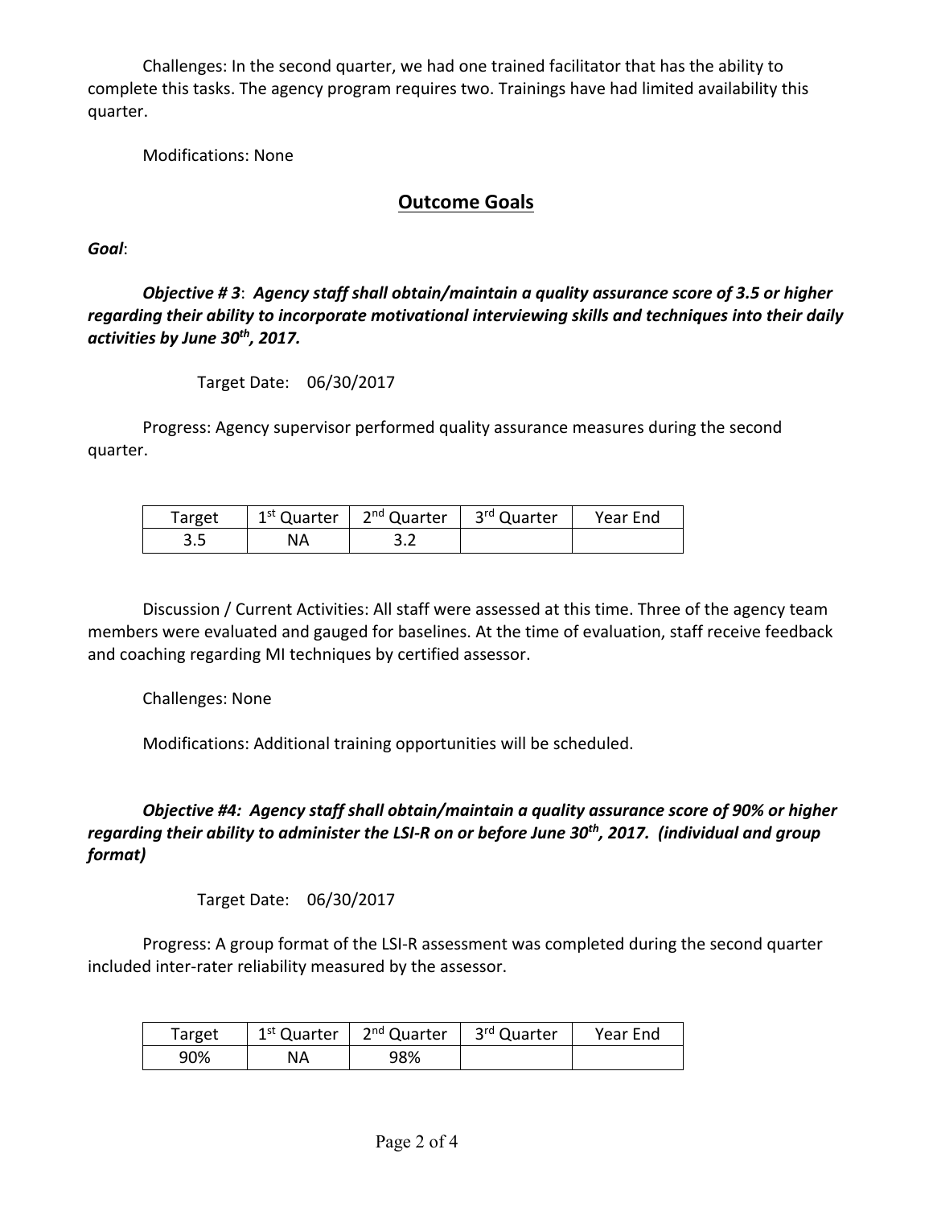Challenges: In the second quarter, we had one trained facilitator that has the ability to complete this tasks. The agency program requires two. Trainings have had limited availability this quarter.

Modifications: None

## Outcome Goals

***Goal***:

***Objective # 3**: **Agency staff shall obtain/maintain a quality assurance score of 3.5 or higher regarding their ability to incorporate motivational interviewing skills and techniques into their daily activities by June 30th, 2017.***

Target Date: 06/30/2017

Progress: Agency supervisor performed quality assurance measures during the second quarter.

| Target | 1st Quarter | 2nd Quarter | 3rd Quarter | Year End |
|---|---|---|---|---|
| 3.5 | NA | 3.2 | | |

Discussion / Current Activities: All staff were assessed at this time. Three of the agency team members were evaluated and gauged for baselines. At the time of evaluation, staff receive feedback and coaching regarding MI techniques by certified assessor.

Challenges: None

Modifications: Additional training opportunities will be scheduled.

***Objective #4: Agency staff shall obtain/maintain a quality assurance score of 90% or higher regarding their ability to administer the LSI-R on or before June 30th, 2017. (individual and group format)***

Target Date: 06/30/2017

Progress: A group format of the LSI-R assessment was completed during the second quarter included inter-rater reliability measured by the assessor.

| Target | 1st Quarter | 2nd Quarter | 3rd Quarter | Year End |
|---|---|---|---|---|
| 90% | NA | 98% | | |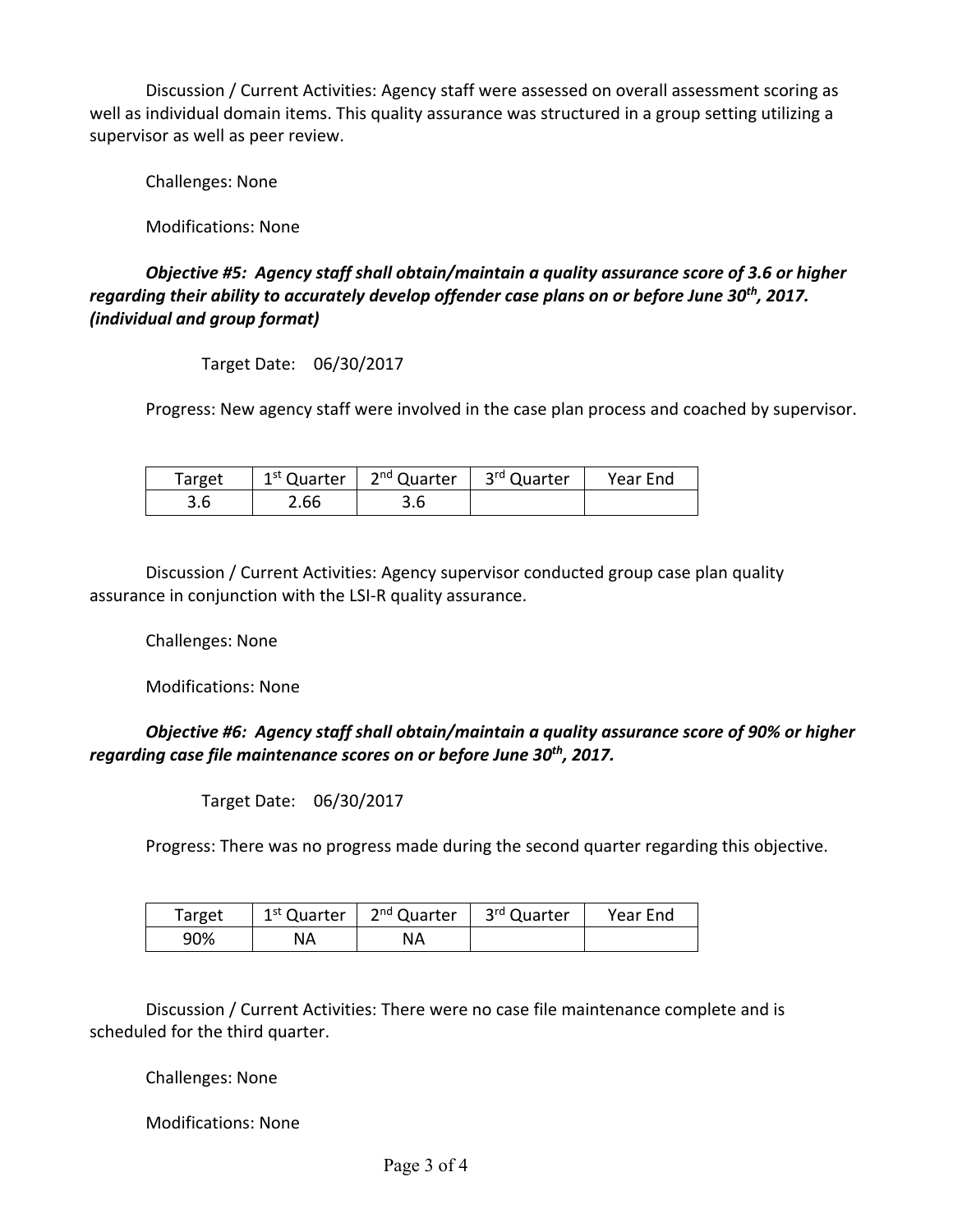Discussion / Current Activities: Agency staff were assessed on overall assessment scoring as well as individual domain items. This quality assurance was structured in a group setting utilizing a supervisor as well as peer review.

Challenges: None

Modifications: None

***Objective #5: Agency staff shall obtain/maintain a quality assurance score of 3.6 or higher regarding their ability to accurately develop offender case plans on or before June 30th, 2017. (individual and group format)***

Target Date: 06/30/2017

Progress: New agency staff were involved in the case plan process and coached by supervisor.

| Target | 1st Quarter | 2nd Quarter | 3rd Quarter | Year End |
|---|---|---|---|---|
| 3.6 | 2.66 | 3.6 | | |

Discussion / Current Activities: Agency supervisor conducted group case plan quality assurance in conjunction with the LSI-R quality assurance.

Challenges: None

Modifications: None

***Objective #6: Agency staff shall obtain/maintain a quality assurance score of 90% or higher regarding case file maintenance scores on or before June 30th, 2017.***

Target Date: 06/30/2017

Progress: There was no progress made during the second quarter regarding this objective.

| Target | 1st Quarter | 2nd Quarter | 3rd Quarter | Year End |
|---|---|---|---|---|
| 90% | NA | NA | | |

Discussion / Current Activities: There were no case file maintenance complete and is scheduled for the third quarter.

Challenges: None

Modifications: None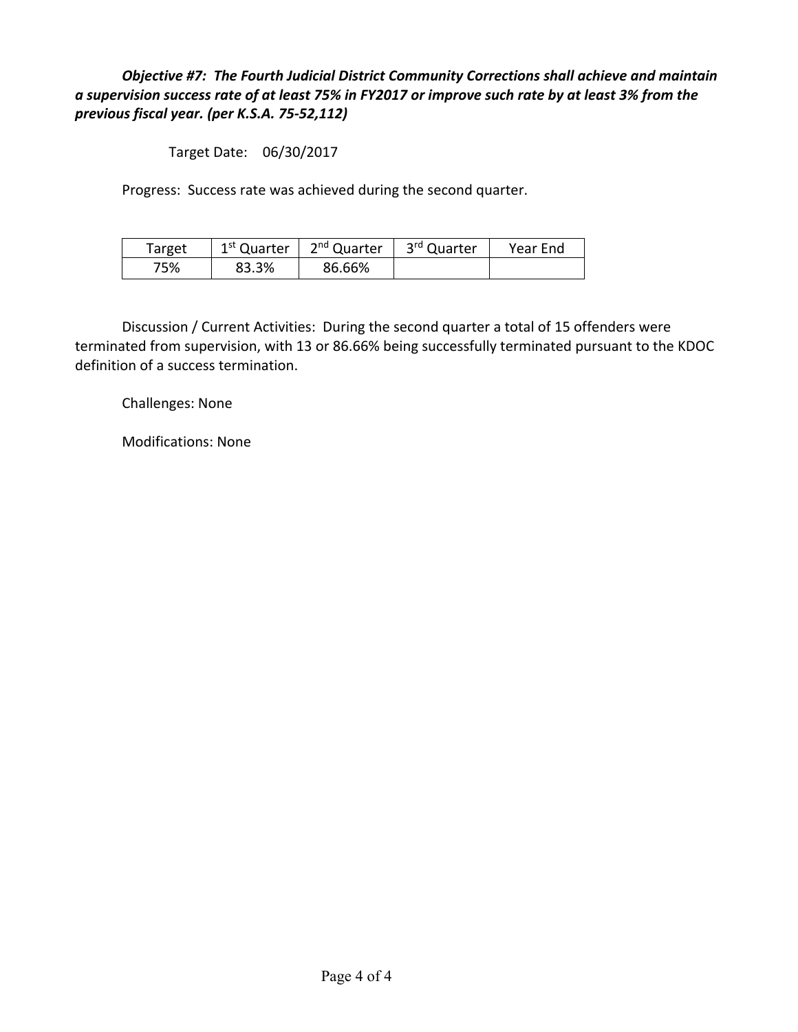***Objective #7: The Fourth Judicial District Community Corrections shall achieve and maintain a supervision success rate of at least 75% in FY2017 or improve such rate by at least 3% from the previous fiscal year. (per K.S.A. 75-52,112)***

Target Date: 06/30/2017

Progress: Success rate was achieved during the second quarter.

| Target | 1st Quarter | 2nd Quarter | 3rd Quarter | Year End |
|---|---|---|---|---|
| 75% | 83.3% | 86.66% | | |

Discussion / Current Activities: During the second quarter a total of 15 offenders were terminated from supervision, with 13 or 86.66% being successfully terminated pursuant to the KDOC definition of a success termination.

Challenges: None

Modifications: None